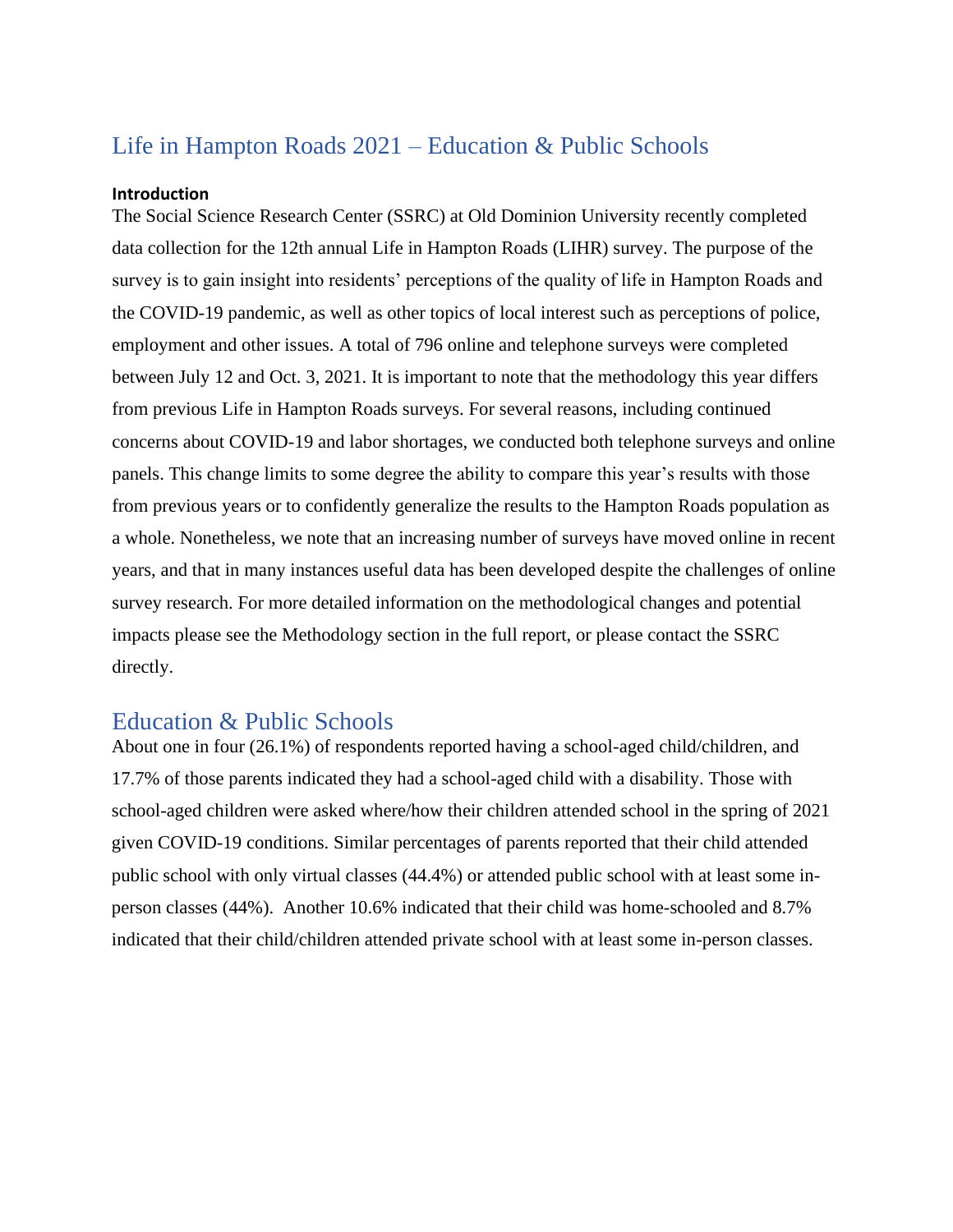# Life in Hampton Roads 2021 – Education & Public Schools

**Introduction**

The Social Science Research Center (SSRC) at Old Dominion University recently completed data collection for the 12th annual Life in Hampton Roads (LIHR) survey. The purpose of the survey is to gain insight into residents' perceptions of the quality of life in Hampton Roads and the COVID-19 pandemic, as well as other topics of local interest such as perceptions of police, employment and other issues. A total of 796 online and telephone surveys were completed between July 12 and Oct. 3, 2021. It is important to note that the methodology this year differs from previous Life in Hampton Roads surveys. For several reasons, including continued concerns about COVID-19 and labor shortages, we conducted both telephone surveys and online panels. This change limits to some degree the ability to compare this year's results with those from previous years or to confidently generalize the results to the Hampton Roads population as a whole. Nonetheless, we note that an increasing number of surveys have moved online in recent years, and that in many instances useful data has been developed despite the challenges of online survey research. For more detailed information on the methodological changes and potential impacts please see the Methodology section in the full report, or please contact the SSRC directly.

## Education & Public Schools

About one in four (26.1%) of respondents reported having a school-aged child/children, and 17.7% of those parents indicated they had a school-aged child with a disability. Those with school-aged children were asked where/how their children attended school in the spring of 2021 given COVID-19 conditions. Similar percentages of parents reported that their child attended public school with only virtual classes (44.4%) or attended public school with at least some in-person classes (44%). Another 10.6% indicated that their child was home-schooled and 8.7% indicated that their child/children attended private school with at least some in-person classes.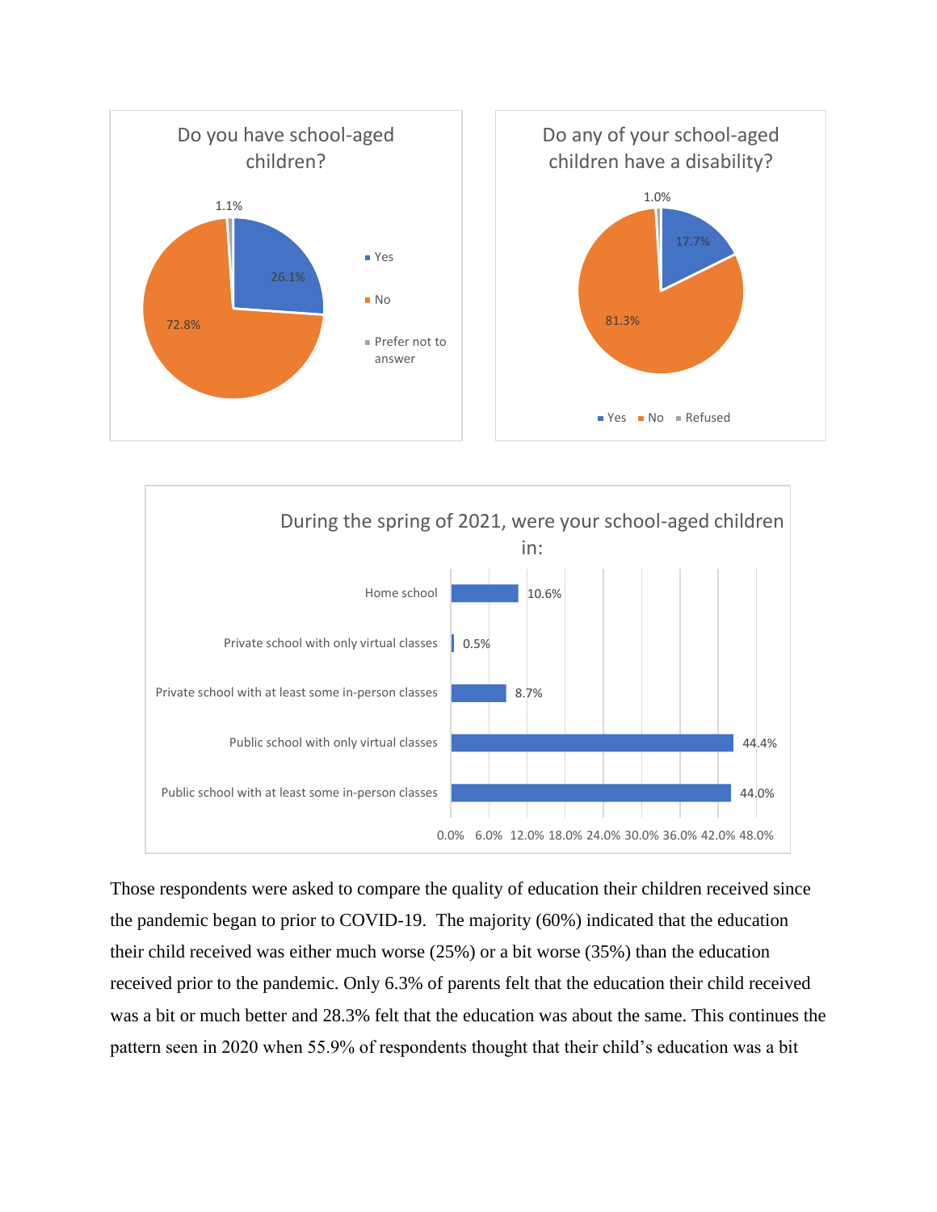**Do you have school-aged children?**

| Response | Percent |
|---|---|
| Yes | 26.1% |
| No | 72.8% |
| Prefer not to answer | 1.1% |

**Do any of your school-aged children have a disability?**

| Response | Percent |
|---|---|
| Yes | 17.7% |
| No | 81.3% |
| Refused | 1.0% |

**During the spring of 2021, were your school-aged children in:**

| Response | Percent |
|---|---|
| Home school | 10.6% |
| Private school with only virtual classes | 0.5% |
| Private school with at least some in-person classes | 8.7% |
| Public school with only virtual classes | 44.4% |
| Public school with at least some in-person classes | 44.0% |

Those respondents were asked to compare the quality of education their children received since the pandemic began to prior to COVID-19. The majority (60%) indicated that the education their child received was either much worse (25%) or a bit worse (35%) than the education received prior to the pandemic. Only 6.3% of parents felt that the education their child received was a bit or much better and 28.3% felt that the education was about the same. This continues the pattern seen in 2020 when 55.9% of respondents thought that their child's education was a bit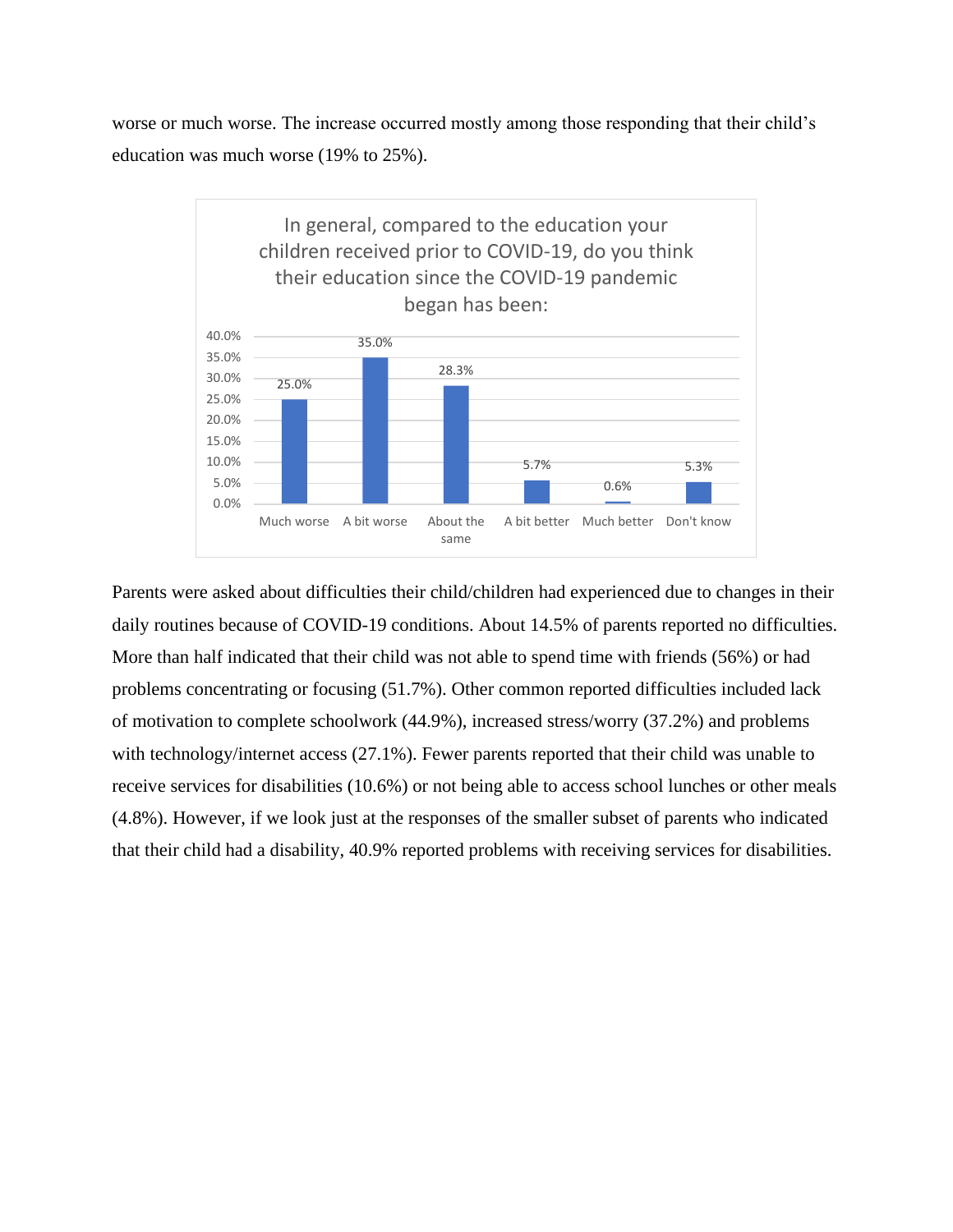worse or much worse. The increase occurred mostly among those responding that their child's education was much worse (19% to 25%).

**In general, compared to the education your children received prior to COVID-19, do you think their education since the COVID-19 pandemic began has been:**

| Much worse | A bit worse | About the same | A bit better | Much better | Don't know |
|---|---|---|---|---|---|
| 25.0% | 35.0% | 28.3% | 5.7% | 0.6% | 5.3% |

Parents were asked about difficulties their child/children had experienced due to changes in their daily routines because of COVID-19 conditions. About 14.5% of parents reported no difficulties. More than half indicated that their child was not able to spend time with friends (56%) or had problems concentrating or focusing (51.7%). Other common reported difficulties included lack of motivation to complete schoolwork (44.9%), increased stress/worry (37.2%) and problems with technology/internet access (27.1%). Fewer parents reported that their child was unable to receive services for disabilities (10.6%) or not being able to access school lunches or other meals (4.8%). However, if we look just at the responses of the smaller subset of parents who indicated that their child had a disability, 40.9% reported problems with receiving services for disabilities.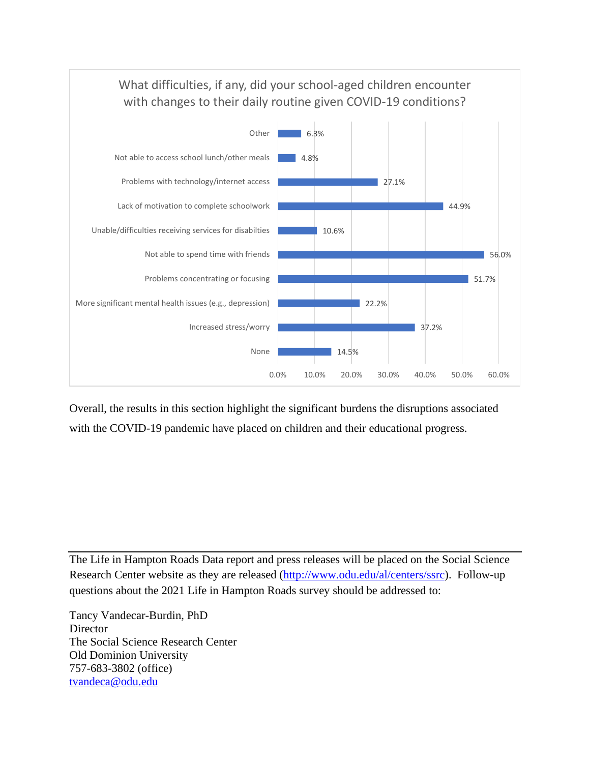What difficulties, if any, did your school-aged children encounter with changes to their daily routine given COVID-19 conditions?

Other 6.3%
Not able to access school lunch/other meals 4.8%
Problems with technology/internet access 27.1%
Lack of motivation to complete schoolwork 44.9%
Unable/difficulties receiving services for disabilties 10.6%
Not able to spend time with friends 56.0%
Problems concentrating or focusing 51.7%
More significant mental health issues (e.g., depression) 22.2%
Increased stress/worry 37.2%
None 14.5%

0.0% 10.0% 20.0% 30.0% 40.0% 50.0% 60.0%

Overall, the results in this section highlight the significant burdens the disruptions associated with the COVID-19 pandemic have placed on children and their educational progress.

---

The Life in Hampton Roads Data report and press releases will be placed on the Social Science Research Center website as they are released (http://www.odu.edu/al/centers/ssrc). Follow-up questions about the 2021 Life in Hampton Roads survey should be addressed to:

Tancy Vandecar-Burdin, PhD
Director
The Social Science Research Center
Old Dominion University
757-683-3802 (office)
tvandeca@odu.edu